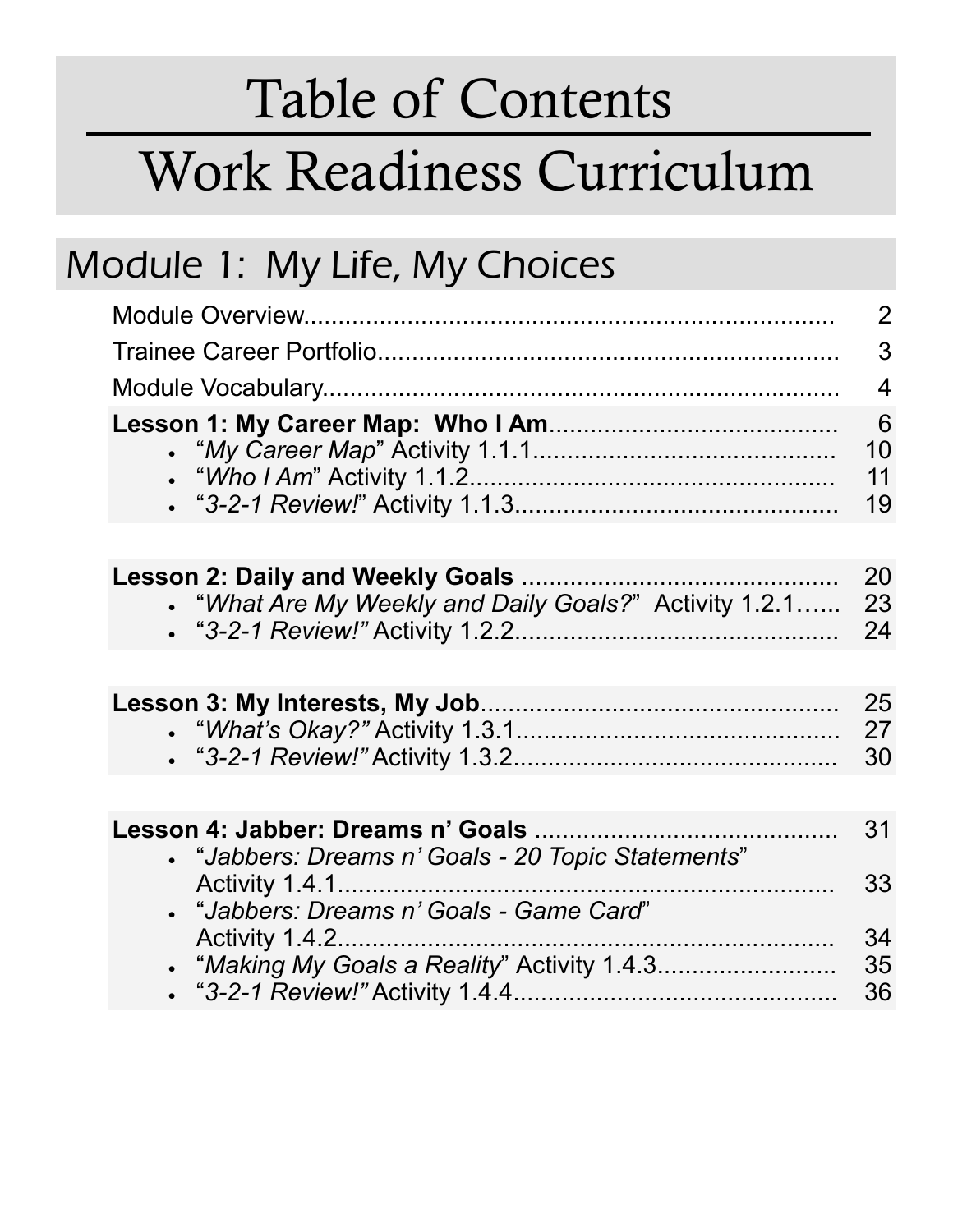# Table of Contents

# Work Readiness Curriculum

## Module 1: My Life, My Choices

| | |
|---|---|
| Module Overview | 2 |
| Trainee Career Portfolio | 3 |
| Module Vocabulary | 4 |
| **Lesson 1: My Career Map: Who I Am** | 6 |
| • "*My Career Map*" Activity 1.1.1 | 10 |
| • "*Who I Am*" Activity 1.1.2 | 11 |
| • "*3-2-1 Review!*" Activity 1.1.3 | 19 |
| **Lesson 2: Daily and Weekly Goals** | 20 |
| • "*What Are My Weekly and Daily Goals?*" Activity 1.2.1 | 23 |
| • "*3-2-1 Review!*" Activity 1.2.2 | 24 |
| **Lesson 3: My Interests, My Job** | 25 |
| • "*What's Okay?*" Activity 1.3.1 | 27 |
| • "*3-2-1 Review!*" Activity 1.3.2 | 30 |
| **Lesson 4: Jabber: Dreams n' Goals** | 31 |
| • "*Jabbers: Dreams n' Goals - 20 Topic Statements*" Activity 1.4.1 | 33 |
| • "*Jabbers: Dreams n' Goals - Game Card*" Activity 1.4.2 | 34 |
| • "*Making My Goals a Reality*" Activity 1.4.3 | 35 |
| • "*3-2-1 Review!*" Activity 1.4.4 | 36 |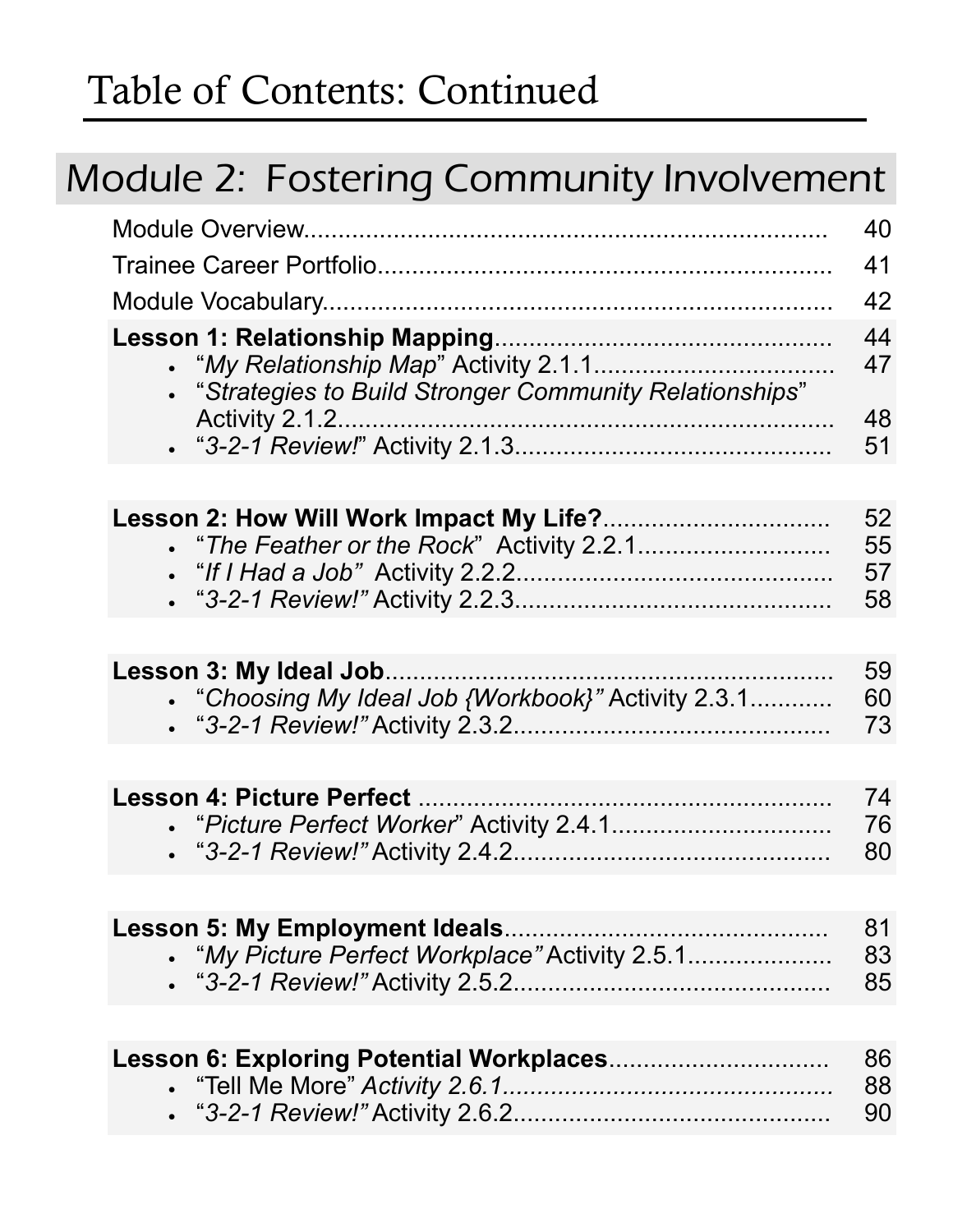# Table of Contents: Continued

## Module 2: Fostering Community Involvement

| | |
|---|---|
| Module Overview | 40 |
| Trainee Career Portfolio | 41 |
| Module Vocabulary | 42 |
| **Lesson 1: Relationship Mapping** | 44 |
| • "*My Relationship Map*" Activity 2.1.1 | 47 |
| • "*Strategies to Build Stronger Community Relationships*" Activity 2.1.2 | 48 |
| • "*3-2-1 Review!*" Activity 2.1.3 | 51 |
| **Lesson 2: How Will Work Impact My Life?** | 52 |
| • "*The Feather or the Rock*" Activity 2.2.1 | 55 |
| • "*If I Had a Job*" Activity 2.2.2 | 57 |
| • "*3-2-1 Review!*" Activity 2.2.3 | 58 |
| **Lesson 3: My Ideal Job** | 59 |
| • "*Choosing My Ideal Job {Workbook}*" Activity 2.3.1 | 60 |
| • "*3-2-1 Review!*" Activity 2.3.2 | 73 |
| **Lesson 4: Picture Perfect** | 74 |
| • "*Picture Perfect Worker*" Activity 2.4.1 | 76 |
| • "*3-2-1 Review!*" Activity 2.4.2 | 80 |
| **Lesson 5: My Employment Ideals** | 81 |
| • "*My Picture Perfect Workplace*" Activity 2.5.1 | 83 |
| • "*3-2-1 Review!*" Activity 2.5.2 | 85 |
| **Lesson 6: Exploring Potential Workplaces** | 86 |
| • "Tell Me More" *Activity 2.6.1* | 88 |
| • "*3-2-1 Review!*" Activity 2.6.2 | 90 |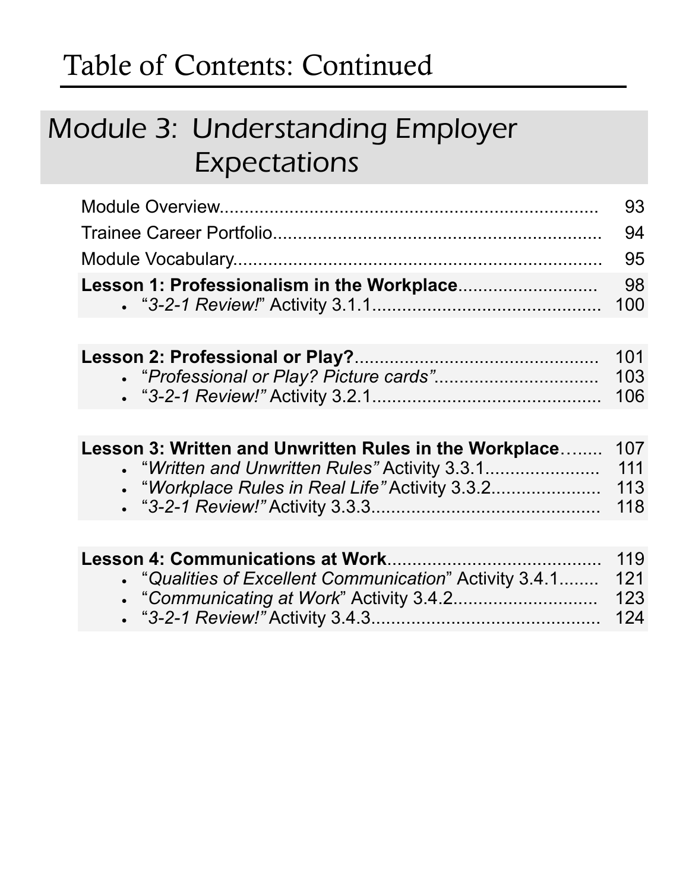# Table of Contents: Continued

## Module 3: Understanding Employer Expectations

| | |
|---|---|
| Module Overview | 93 |
| Trainee Career Portfolio | 94 |
| Module Vocabulary | 95 |
| **Lesson 1: Professionalism in the Workplace** | 98 |
| • "*3-2-1 Review!*" Activity 3.1.1 | 100 |
| **Lesson 2: Professional or Play?** | 101 |
| • "*Professional or Play? Picture cards*" | 103 |
| • "*3-2-1 Review!*" Activity 3.2.1 | 106 |
| **Lesson 3: Written and Unwritten Rules in the Workplace** | 107 |
| • "*Written and Unwritten Rules*" Activity 3.3.1 | 111 |
| • "*Workplace Rules in Real Life*" Activity 3.3.2 | 113 |
| • "*3-2-1 Review!*" Activity 3.3.3 | 118 |
| **Lesson 4: Communications at Work** | 119 |
| • "*Qualities of Excellent Communication*" Activity 3.4.1 | 121 |
| • "*Communicating at Work*" Activity 3.4.2 | 123 |
| • "*3-2-1 Review!*" Activity 3.4.3 | 124 |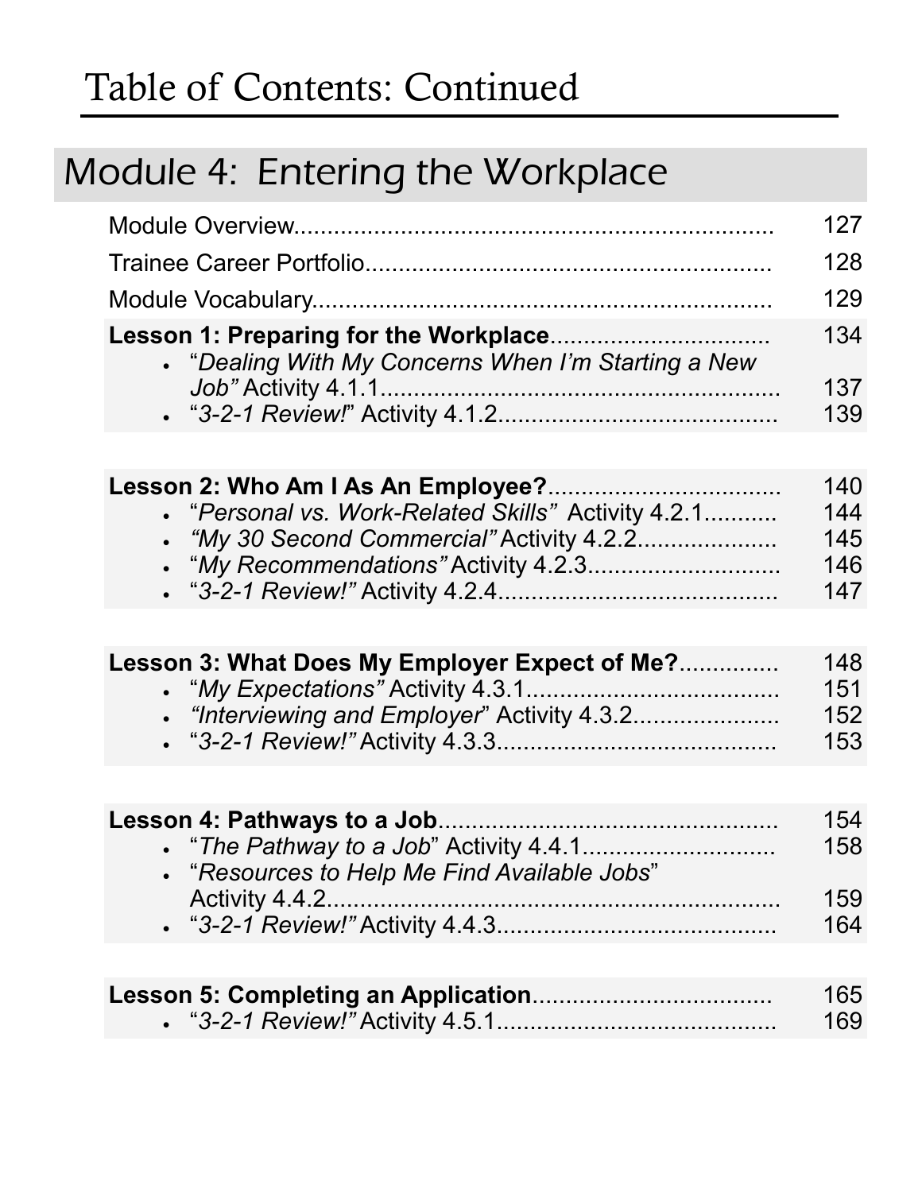# Table of Contents: Continued

## Module 4: Entering the Workplace

| | |
|---|---|
| Module Overview | 127 |
| Trainee Career Portfolio | 128 |
| Module Vocabulary | 129 |

| | |
|---|---|
| **Lesson 1: Preparing for the Workplace** | 134 |
| • "*Dealing With My Concerns When I'm Starting a New Job"* Activity 4.1.1 | 137 |
| • "*3-2-1 Review!*" Activity 4.1.2 | 139 |

| | |
|---|---|
| **Lesson 2: Who Am I As An Employee?** | 140 |
| • "*Personal vs. Work-Related Skills"* Activity 4.2.1 | 144 |
| • *"My 30 Second Commercial"* Activity 4.2.2 | 145 |
| • "*My Recommendations"* Activity 4.2.3 | 146 |
| • *"3-2-1 Review!"* Activity 4.2.4 | 147 |

| | |
|---|---|
| **Lesson 3: What Does My Employer Expect of Me?** | 148 |
| • "*My Expectations"* Activity 4.3.1 | 151 |
| • *"Interviewing and Employer*" Activity 4.3.2 | 152 |
| • "*3-2-1 Review!"* Activity 4.3.3 | 153 |

| | |
|---|---|
| **Lesson 4: Pathways to a Job** | 154 |
| • "*The Pathway to a Job*" Activity 4.4.1 | 158 |
| • "*Resources to Help Me Find Available Jobs*" Activity 4.4.2 | 159 |
| • "*3-2-1 Review!"* Activity 4.4.3 | 164 |

| | |
|---|---|
| **Lesson 5: Completing an Application** | 165 |
| • "*3-2-1 Review!"* Activity 4.5.1 | 169 |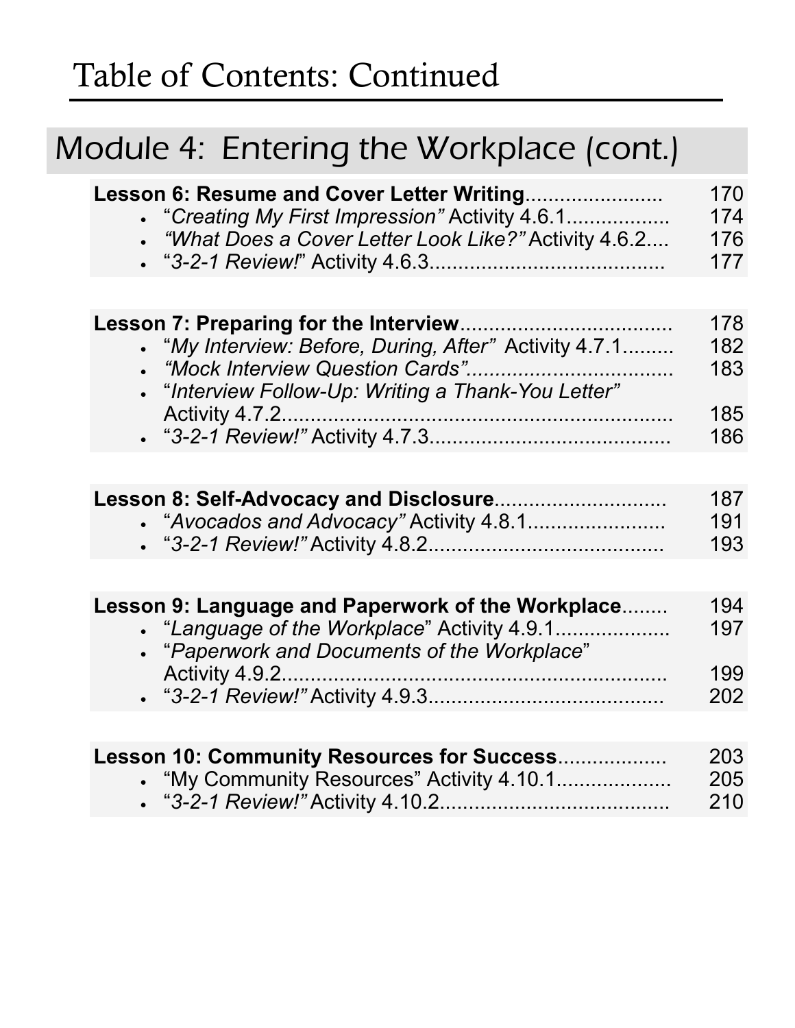# Table of Contents: Continued

## Module 4: Entering the Workplace (cont.)

**Lesson 6: Resume and Cover Letter Writing**........................ 170

- "*Creating My First Impression"* Activity 4.6.1................. 174
- *"What Does a Cover Letter Look Like?"* Activity 4.6.2.... 176
- "*3-2-1 Review!*" Activity 4.6.3......................................... 177

**Lesson 7: Preparing for the Interview**.................................... 178

- "*My Interview: Before, During, After"* Activity 4.7.1......... 182
- *"Mock Interview Question Cards"*.................................... 183
- "*Interview Follow-Up: Writing a Thank-You Letter"* Activity 4.7.2.................................................................. 185
- "*3-2-1 Review!"* Activity 4.7.3.......................................... 186

**Lesson 8: Self-Advocacy and Disclosure**............................. 187

- "*Avocados and Advocacy"* Activity 4.8.1........................ 191
- "*3-2-1 Review!"* Activity 4.8.2......................................... 193

**Lesson 9: Language and Paperwork of the Workplace**........ 194

- "*Language of the Workplace*" Activity 4.9.1.................... 197
- "*Paperwork and Documents of the Workplace*" Activity 4.9.2.................................................................. 199
- "*3-2-1 Review!"* Activity 4.9.3......................................... 202

**Lesson 10: Community Resources for Success**.................. 203

- "My Community Resources" Activity 4.10.1.................... 205
- "*3-2-1 Review!"* Activity 4.10.2....................................... 210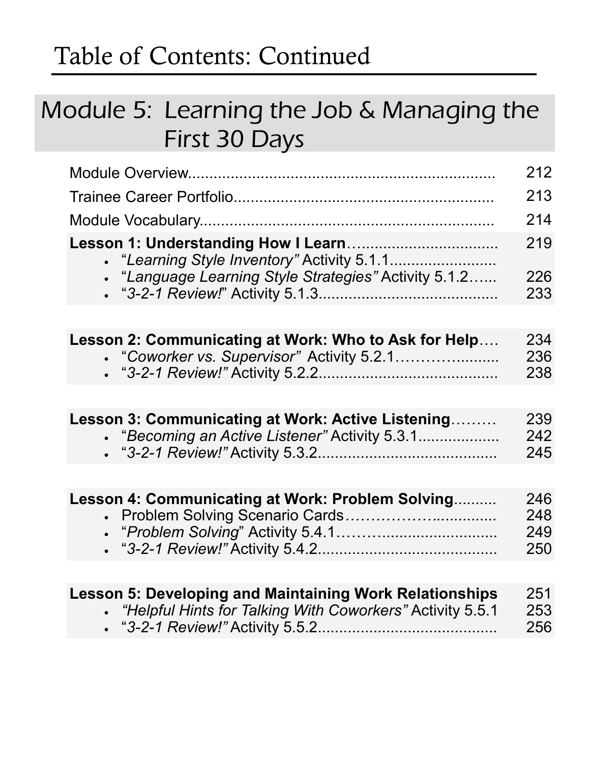# Table of Contents: Continued

## Module 5: Learning the Job & Managing the First 30 Days

| | |
|---|---|
| Module Overview | 212 |
| Trainee Career Portfolio | 213 |
| Module Vocabulary | 214 |
| **Lesson 1: Understanding How I Learn** | 219 |
| • "*Learning Style Inventory"* Activity 5.1.1 | |
| • "*Language Learning Style Strategies"* Activity 5.1.2 | 226 |
| • "*3-2-1 Review!*" Activity 5.1.3 | 233 |
| **Lesson 2: Communicating at Work: Who to Ask for Help** | 234 |
| • "*Coworker vs. Supervisor"* Activity 5.2.1 | 236 |
| • "*3-2-1 Review!"* Activity 5.2.2 | 238 |
| **Lesson 3: Communicating at Work: Active Listening** | 239 |
| • "*Becoming an Active Listener"* Activity 5.3.1 | 242 |
| • "*3-2-1 Review!"* Activity 5.3.2 | 245 |
| **Lesson 4: Communicating at Work: Problem Solving** | 246 |
| • Problem Solving Scenario Cards | 248 |
| • "*Problem Solving*" Activity 5.4.1 | 249 |
| • "*3-2-1 Review!"* Activity 5.4.2 | 250 |
| **Lesson 5: Developing and Maintaining Work Relationships** | 251 |
| • *"Helpful Hints for Talking With Coworkers"* Activity 5.5.1 | 253 |
| • "*3-2-1 Review!"* Activity 5.5.2 | 256 |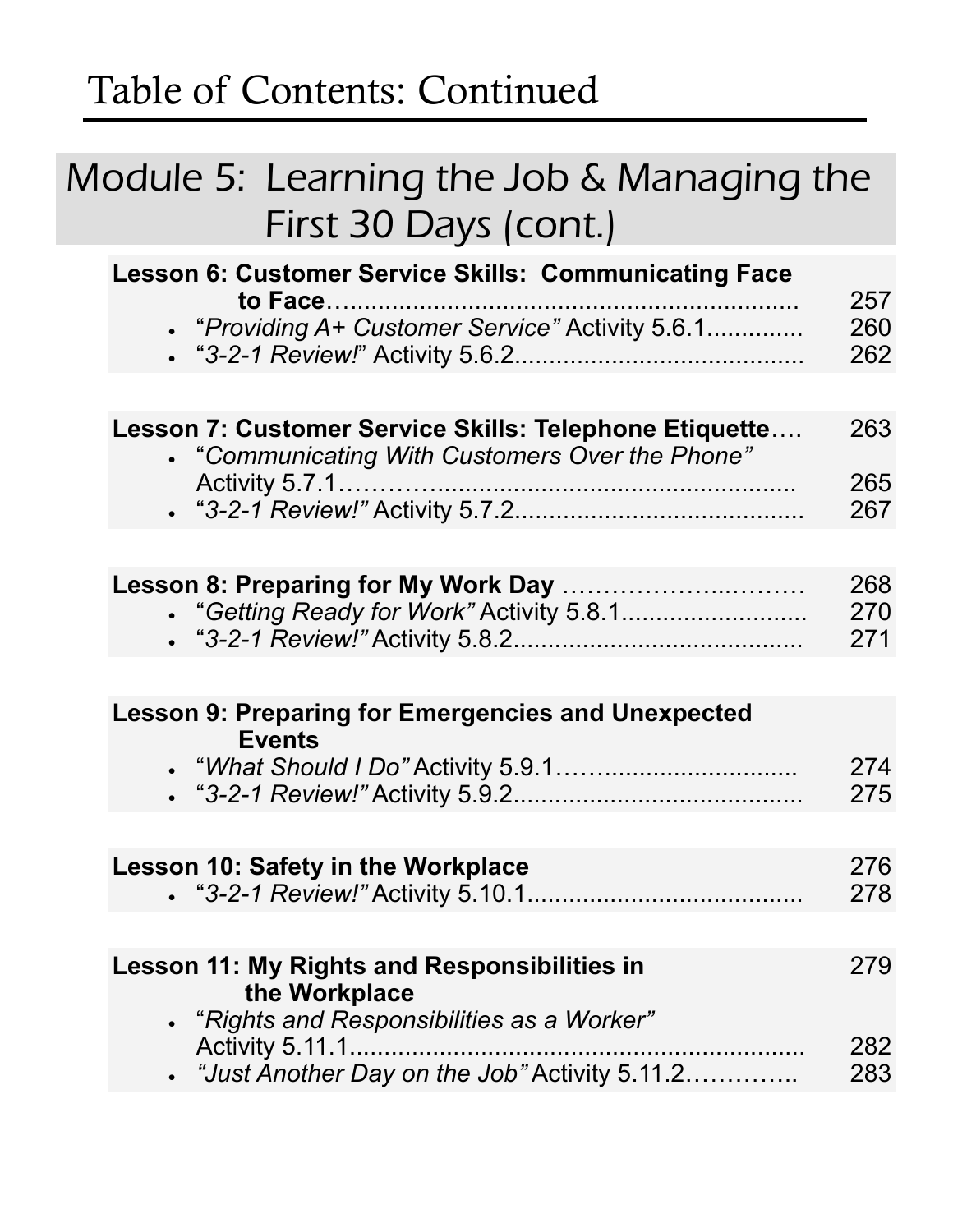# Table of Contents: Continued

## Module 5: Learning the Job & Managing the First 30 Days (cont.)

**Lesson 6: Customer Service Skills: Communicating Face to Face**……………………………………………………………… 257

- "*Providing A+ Customer Service"* Activity 5.6.1............. 260
- "*3-2-1 Review!*" Activity 5.6.2......................................... 262

**Lesson 7: Customer Service Skills: Telephone Etiquette**…. 263

- "*Communicating With Customers Over the Phone"* Activity 5.7.1………........................................................ 265
- "*3-2-1 Review!"* Activity 5.7.2......................................... 267

**Lesson 8: Preparing for My Work Day** ………………..……… 268

- "*Getting Ready for Work"* Activity 5.8.1.......................... 270
- "*3-2-1 Review!"* Activity 5.8.2......................................... 271

**Lesson 9: Preparing for Emergencies and Unexpected Events**

- "*What Should I Do"* Activity 5.9.1…….............................. 274
- "*3-2-1 Review!"* Activity 5.9.2......................................... 275

**Lesson 10: Safety in the Workplace** 276

- "*3-2-1 Review!"* Activity 5.10.1....................................... 278

**Lesson 11: My Rights and Responsibilities in the Workplace** 279

- "*Rights and Responsibilities as a Worker"* Activity 5.11.1................................................................ 282
- *"Just Another Day on the Job"* Activity 5.11.2………….. 283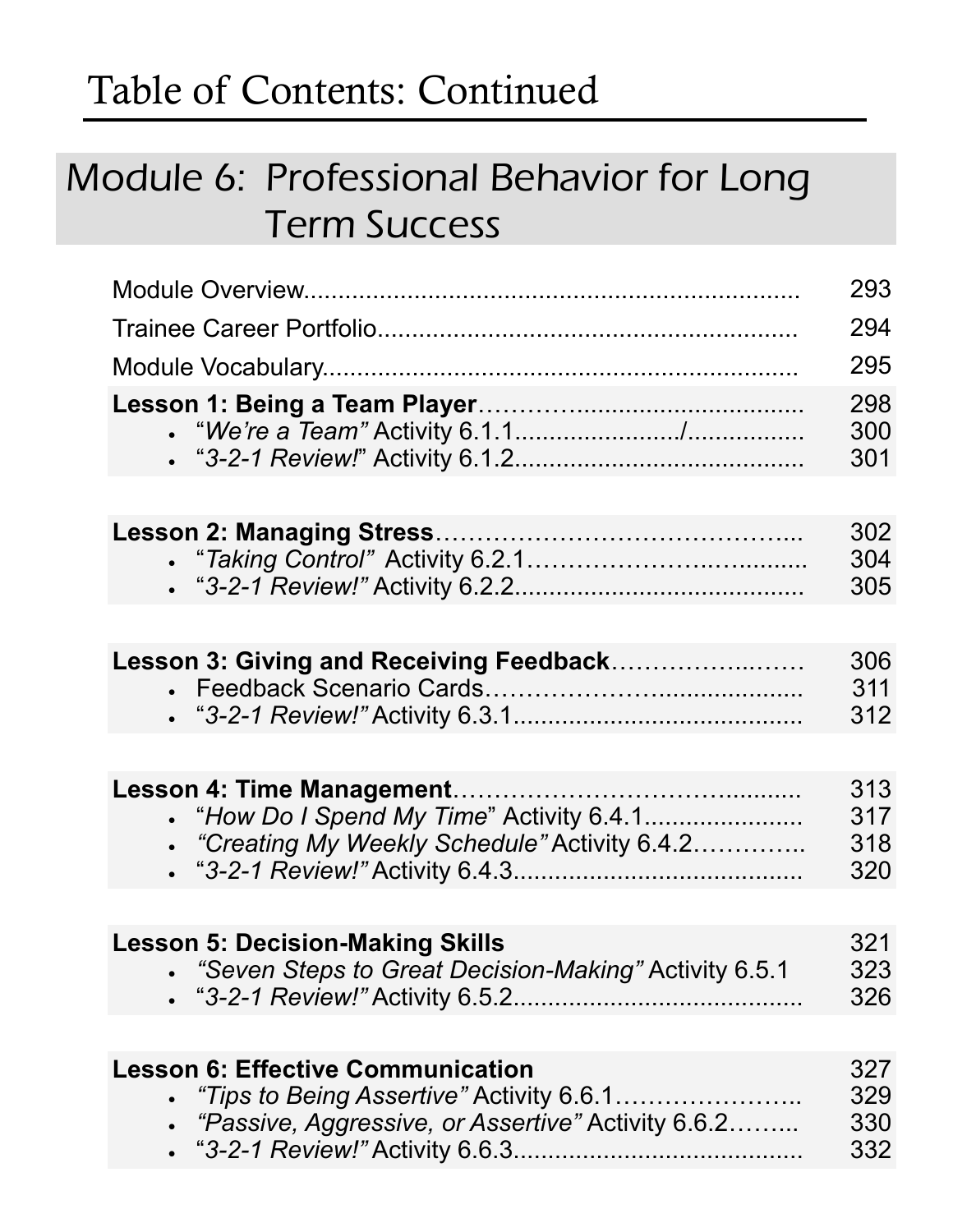# Table of Contents: Continued

## Module 6: Professional Behavior for Long Term Success

| | |
|---|---|
| Module Overview | 293 |
| Trainee Career Portfolio | 294 |
| Module Vocabulary | 295 |
| **Lesson 1: Being a Team Player** | 298 |
| • "*We're a Team*" Activity 6.1.1 | 300 |
| • "*3-2-1 Review!*" Activity 6.1.2 | 301 |
| **Lesson 2: Managing Stress** | 302 |
| • "*Taking Control*" Activity 6.2.1 | 304 |
| • "*3-2-1 Review!*" Activity 6.2.2 | 305 |
| **Lesson 3: Giving and Receiving Feedback** | 306 |
| • Feedback Scenario Cards | 311 |
| • "*3-2-1 Review!*" Activity 6.3.1 | 312 |
| **Lesson 4: Time Management** | 313 |
| • "*How Do I Spend My Time*" Activity 6.4.1 | 317 |
| • *"Creating My Weekly Schedule"* Activity 6.4.2 | 318 |
| • "*3-2-1 Review!*" Activity 6.4.3 | 320 |
| **Lesson 5: Decision-Making Skills** | 321 |
| • *"Seven Steps to Great Decision-Making"* Activity 6.5.1 | 323 |
| • "*3-2-1 Review!*" Activity 6.5.2 | 326 |
| **Lesson 6: Effective Communication** | 327 |
| • *"Tips to Being Assertive"* Activity 6.6.1 | 329 |
| • *"Passive, Aggressive, or Assertive"* Activity 6.6.2 | 330 |
| • "*3-2-1 Review!*" Activity 6.6.3 | 332 |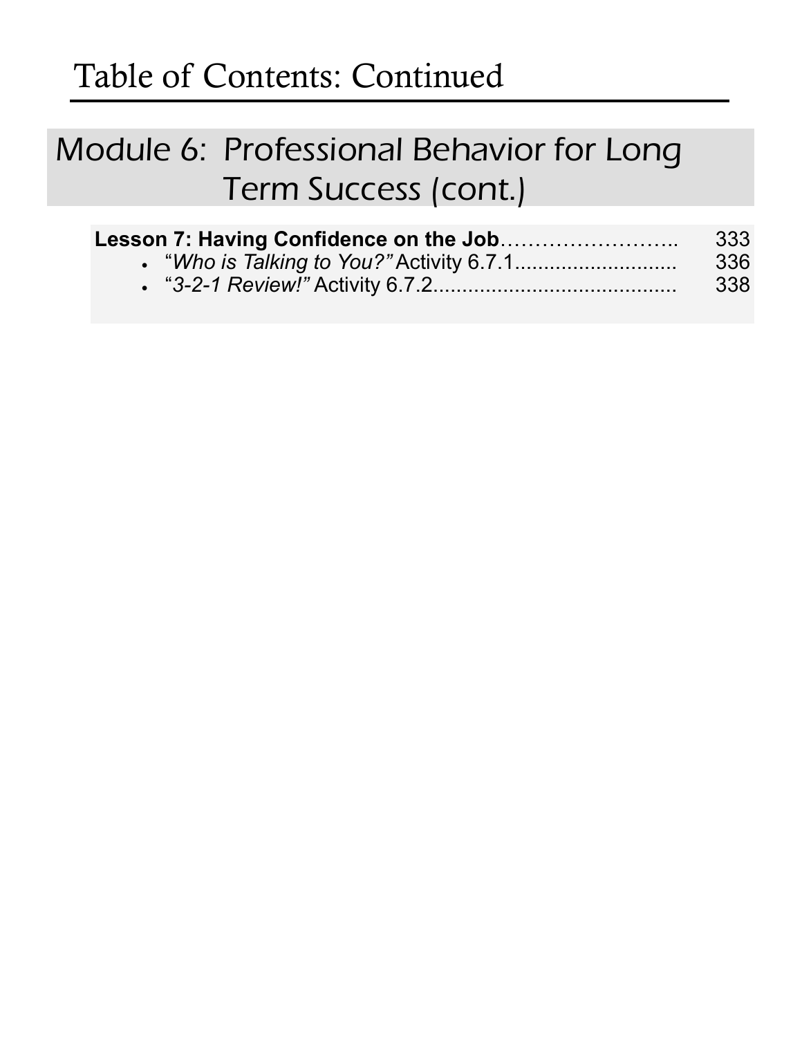# Table of Contents: Continued

## Module 6: Professional Behavior for Long Term Success (cont.)

**Lesson 7: Having Confidence on the Job**…………………….. 333

- "*Who is Talking to You?"* Activity 6.7.1............................ 336
- "*3-2-1 Review!"* Activity 6.7.2........................................... 338